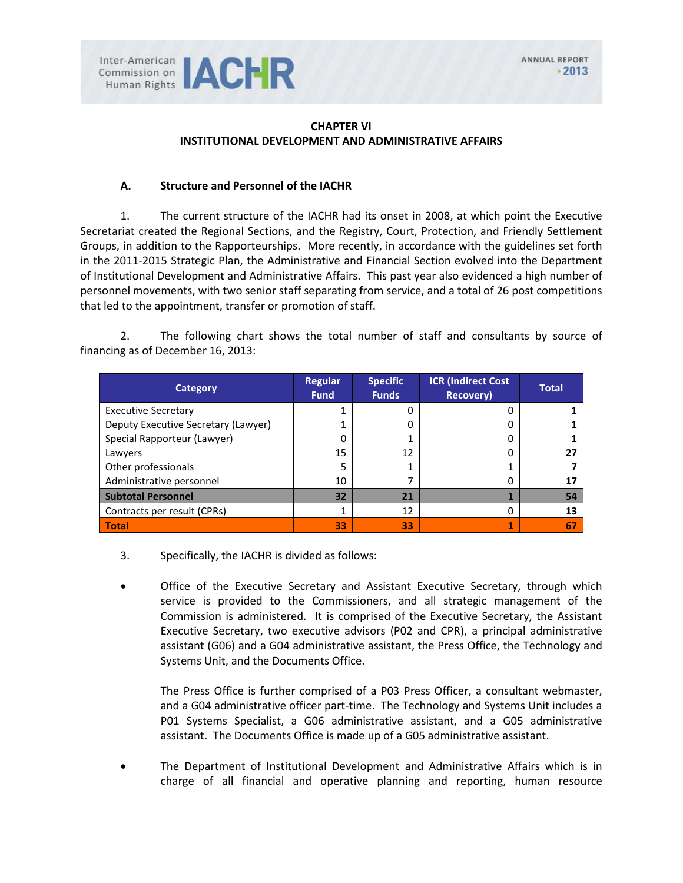## CHAPTER VI
## INSTITUTIONAL DEVELOPMENT AND ADMINISTRATIVE AFFAIRS

### A. Structure and Personnel of the IACHR

1. The current structure of the IACHR had its onset in 2008, at which point the Executive Secretariat created the Regional Sections, and the Registry, Court, Protection, and Friendly Settlement Groups, in addition to the Rapporteurships. More recently, in accordance with the guidelines set forth in the 2011-2015 Strategic Plan, the Administrative and Financial Section evolved into the Department of Institutional Development and Administrative Affairs. This past year also evidenced a high number of personnel movements, with two senior staff separating from service, and a total of 26 post competitions that led to the appointment, transfer or promotion of staff.

2. The following chart shows the total number of staff and consultants by source of financing as of December 16, 2013:

| Category | Regular Fund | Specific Funds | ICR (Indirect Cost Recovery) | Total |
|---|---|---|---|---|
| Executive Secretary | 1 | 0 | 0 | **1** |
| Deputy Executive Secretary (Lawyer) | 1 | 0 | 0 | **1** |
| Special Rapporteur (Lawyer) | 0 | 1 | 0 | **1** |
| Lawyers | 15 | 12 | 0 | **27** |
| Other professionals | 5 | 1 | 1 | **7** |
| Administrative personnel | 10 | 7 | 0 | **17** |
| **Subtotal Personnel** | **32** | **21** | **1** | **54** |
| Contracts per result (CPRs) | 1 | 12 | 0 | **13** |
| **Total** | **33** | **33** | **1** | **67** |

3. Specifically, the IACHR is divided as follows:

- Office of the Executive Secretary and Assistant Executive Secretary, through which service is provided to the Commissioners, and all strategic management of the Commission is administered. It is comprised of the Executive Secretary, the Assistant Executive Secretary, two executive advisors (P02 and CPR), a principal administrative assistant (G06) and a G04 administrative assistant, the Press Office, the Technology and Systems Unit, and the Documents Office.

  The Press Office is further comprised of a P03 Press Officer, a consultant webmaster, and a G04 administrative officer part-time. The Technology and Systems Unit includes a P01 Systems Specialist, a G06 administrative assistant, and a G05 administrative assistant. The Documents Office is made up of a G05 administrative assistant.

- The Department of Institutional Development and Administrative Affairs which is in charge of all financial and operative planning and reporting, human resource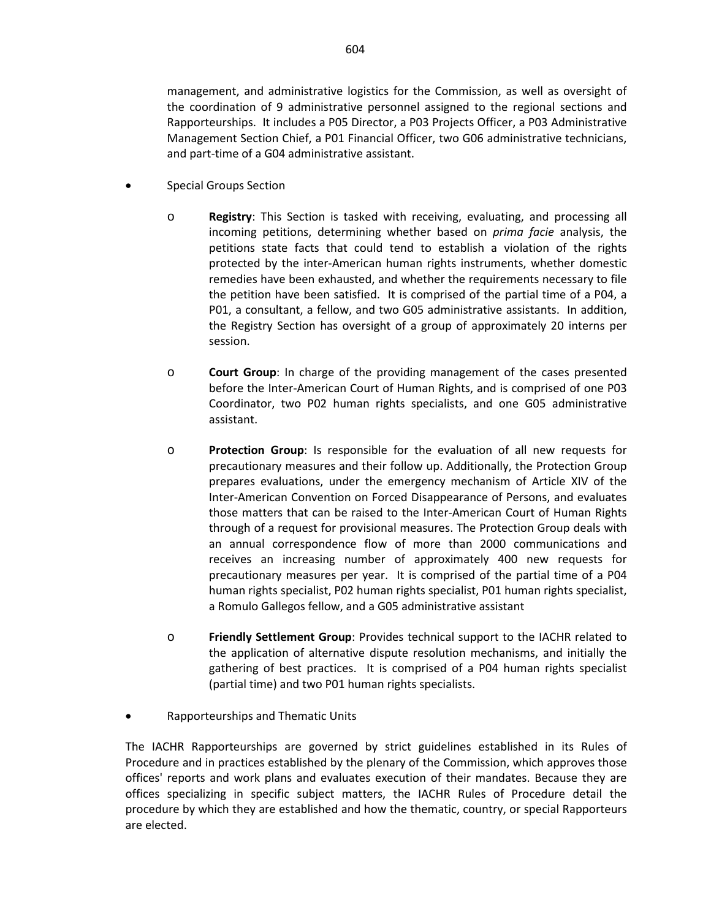management, and administrative logistics for the Commission, as well as oversight of the coordination of 9 administrative personnel assigned to the regional sections and Rapporteurships. It includes a P05 Director, a P03 Projects Officer, a P03 Administrative Management Section Chief, a P01 Financial Officer, two G06 administrative technicians, and part-time of a G04 administrative assistant.

- Special Groups Section

    - **Registry**: This Section is tasked with receiving, evaluating, and processing all incoming petitions, determining whether based on *prima facie* analysis, the petitions state facts that could tend to establish a violation of the rights protected by the inter-American human rights instruments, whether domestic remedies have been exhausted, and whether the requirements necessary to file the petition have been satisfied. It is comprised of the partial time of a P04, a P01, a consultant, a fellow, and two G05 administrative assistants. In addition, the Registry Section has oversight of a group of approximately 20 interns per session.

    - **Court Group**: In charge of the providing management of the cases presented before the Inter-American Court of Human Rights, and is comprised of one P03 Coordinator, two P02 human rights specialists, and one G05 administrative assistant.

    - **Protection Group**: Is responsible for the evaluation of all new requests for precautionary measures and their follow up. Additionally, the Protection Group prepares evaluations, under the emergency mechanism of Article XIV of the Inter-American Convention on Forced Disappearance of Persons, and evaluates those matters that can be raised to the Inter-American Court of Human Rights through of a request for provisional measures. The Protection Group deals with an annual correspondence flow of more than 2000 communications and receives an increasing number of approximately 400 new requests for precautionary measures per year. It is comprised of the partial time of a P04 human rights specialist, P02 human rights specialist, P01 human rights specialist, a Romulo Gallegos fellow, and a G05 administrative assistant

    - **Friendly Settlement Group**: Provides technical support to the IACHR related to the application of alternative dispute resolution mechanisms, and initially the gathering of best practices. It is comprised of a P04 human rights specialist (partial time) and two P01 human rights specialists.

- Rapporteurships and Thematic Units

The IACHR Rapporteurships are governed by strict guidelines established in its Rules of Procedure and in practices established by the plenary of the Commission, which approves those offices' reports and work plans and evaluates execution of their mandates. Because they are offices specializing in specific subject matters, the IACHR Rules of Procedure detail the procedure by which they are established and how the thematic, country, or special Rapporteurs are elected.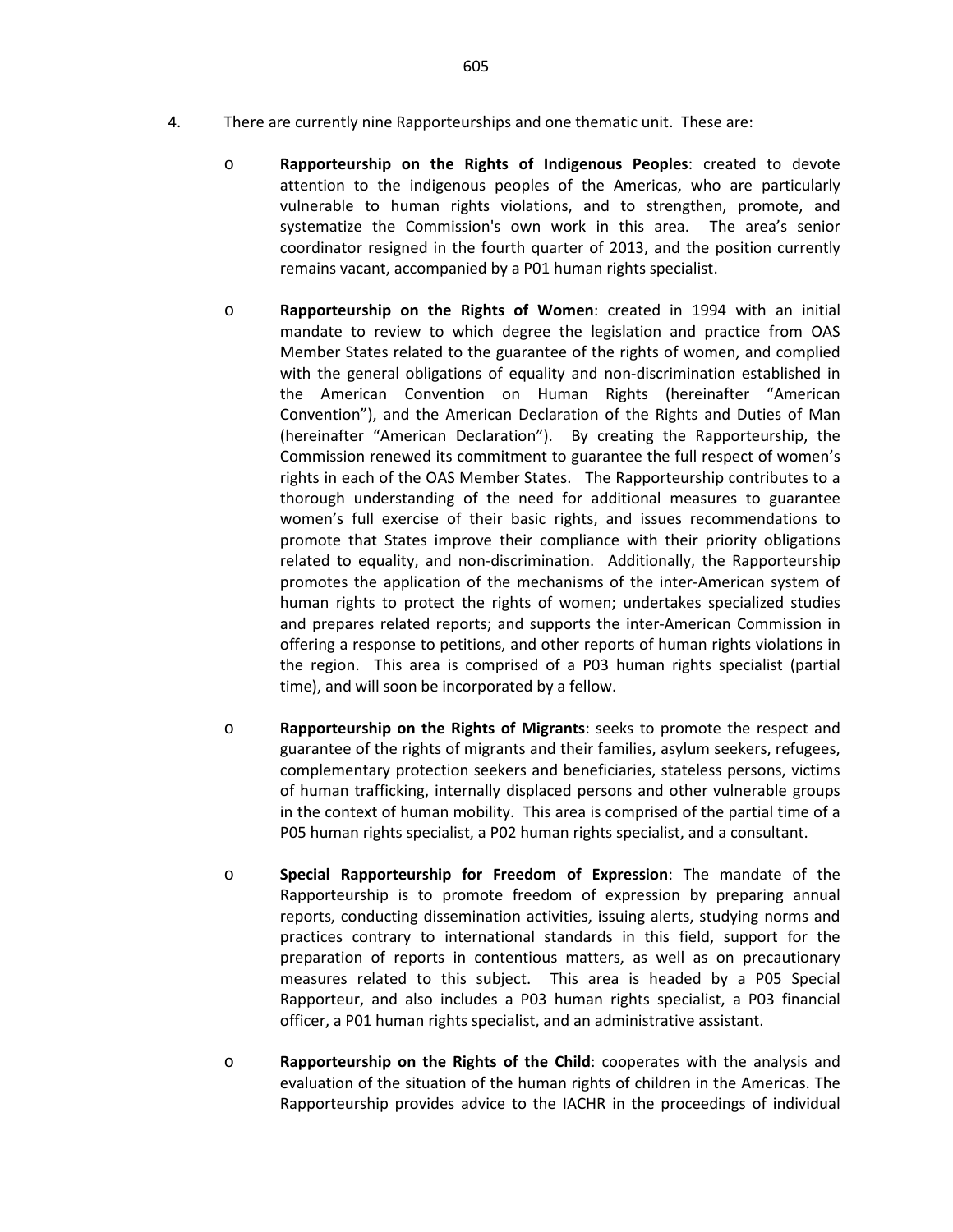4. There are currently nine Rapporteurships and one thematic unit. These are:

- **Rapporteurship on the Rights of Indigenous Peoples**: created to devote attention to the indigenous peoples of the Americas, who are particularly vulnerable to human rights violations, and to strengthen, promote, and systematize the Commission's own work in this area. The area's senior coordinator resigned in the fourth quarter of 2013, and the position currently remains vacant, accompanied by a P01 human rights specialist.

- **Rapporteurship on the Rights of Women**: created in 1994 with an initial mandate to review to which degree the legislation and practice from OAS Member States related to the guarantee of the rights of women, and complied with the general obligations of equality and non-discrimination established in the American Convention on Human Rights (hereinafter "American Convention"), and the American Declaration of the Rights and Duties of Man (hereinafter "American Declaration"). By creating the Rapporteurship, the Commission renewed its commitment to guarantee the full respect of women's rights in each of the OAS Member States. The Rapporteurship contributes to a thorough understanding of the need for additional measures to guarantee women's full exercise of their basic rights, and issues recommendations to promote that States improve their compliance with their priority obligations related to equality, and non-discrimination. Additionally, the Rapporteurship promotes the application of the mechanisms of the inter-American system of human rights to protect the rights of women; undertakes specialized studies and prepares related reports; and supports the inter-American Commission in offering a response to petitions, and other reports of human rights violations in the region. This area is comprised of a P03 human rights specialist (partial time), and will soon be incorporated by a fellow.

- **Rapporteurship on the Rights of Migrants**: seeks to promote the respect and guarantee of the rights of migrants and their families, asylum seekers, refugees, complementary protection seekers and beneficiaries, stateless persons, victims of human trafficking, internally displaced persons and other vulnerable groups in the context of human mobility. This area is comprised of the partial time of a P05 human rights specialist, a P02 human rights specialist, and a consultant.

- **Special Rapporteurship for Freedom of Expression**: The mandate of the Rapporteurship is to promote freedom of expression by preparing annual reports, conducting dissemination activities, issuing alerts, studying norms and practices contrary to international standards in this field, support for the preparation of reports in contentious matters, as well as on precautionary measures related to this subject. This area is headed by a P05 Special Rapporteur, and also includes a P03 human rights specialist, a P03 financial officer, a P01 human rights specialist, and an administrative assistant.

- **Rapporteurship on the Rights of the Child**: cooperates with the analysis and evaluation of the situation of the human rights of children in the Americas. The Rapporteurship provides advice to the IACHR in the proceedings of individual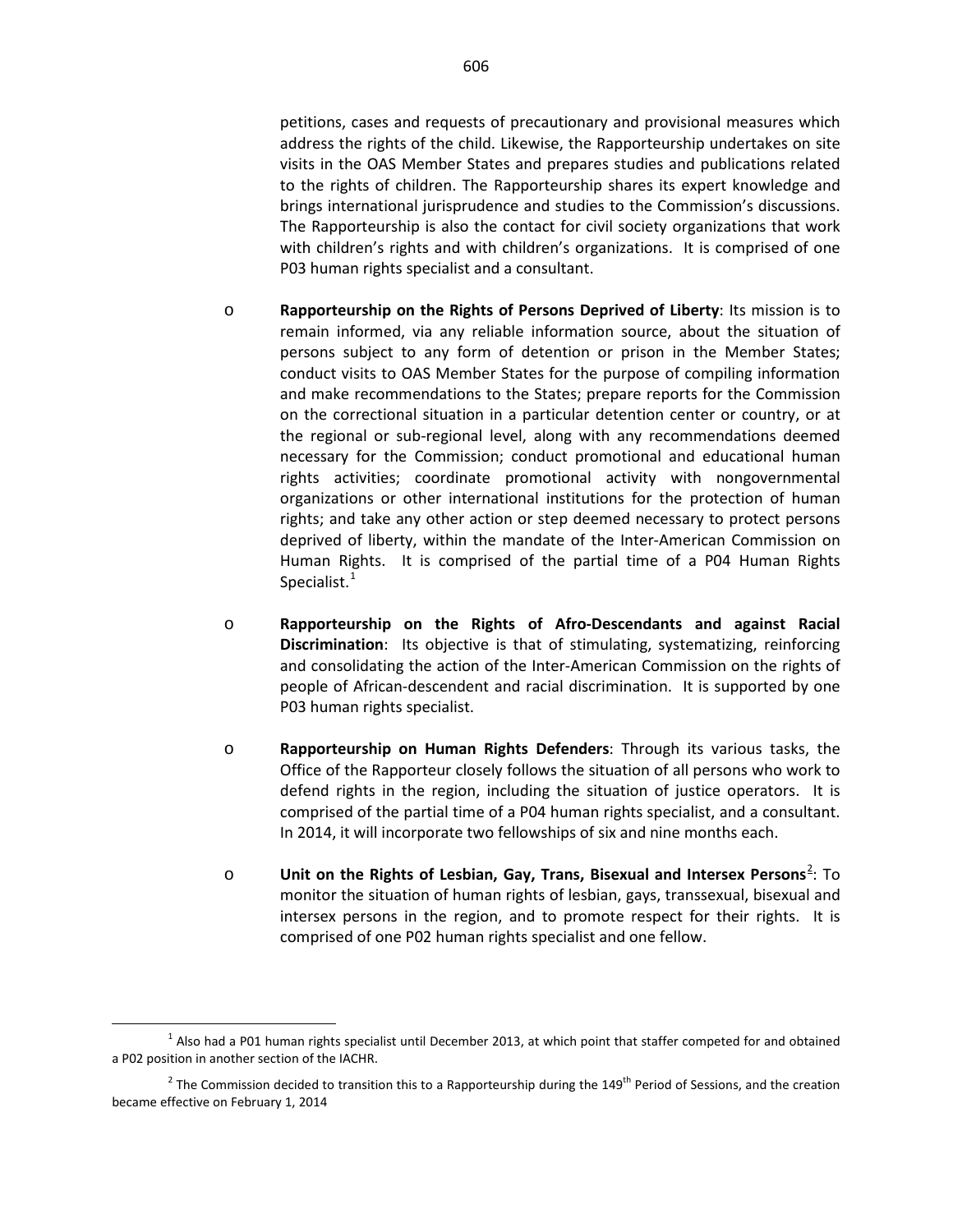petitions, cases and requests of precautionary and provisional measures which address the rights of the child. Likewise, the Rapporteurship undertakes on site visits in the OAS Member States and prepares studies and publications related to the rights of children. The Rapporteurship shares its expert knowledge and brings international jurisprudence and studies to the Commission's discussions. The Rapporteurship is also the contact for civil society organizations that work with children's rights and with children's organizations. It is comprised of one P03 human rights specialist and a consultant.

- **Rapporteurship on the Rights of Persons Deprived of Liberty**: Its mission is to remain informed, via any reliable information source, about the situation of persons subject to any form of detention or prison in the Member States; conduct visits to OAS Member States for the purpose of compiling information and make recommendations to the States; prepare reports for the Commission on the correctional situation in a particular detention center or country, or at the regional or sub-regional level, along with any recommendations deemed necessary for the Commission; conduct promotional and educational human rights activities; coordinate promotional activity with nongovernmental organizations or other international institutions for the protection of human rights; and take any other action or step deemed necessary to protect persons deprived of liberty, within the mandate of the Inter-American Commission on Human Rights. It is comprised of the partial time of a P04 Human Rights Specialist.[1]

- **Rapporteurship on the Rights of Afro-Descendants and against Racial Discrimination**: Its objective is that of stimulating, systematizing, reinforcing and consolidating the action of the Inter-American Commission on the rights of people of African-descendent and racial discrimination. It is supported by one P03 human rights specialist.

- **Rapporteurship on Human Rights Defenders**: Through its various tasks, the Office of the Rapporteur closely follows the situation of all persons who work to defend rights in the region, including the situation of justice operators. It is comprised of the partial time of a P04 human rights specialist, and a consultant. In 2014, it will incorporate two fellowships of six and nine months each.

- **Unit on the Rights of Lesbian, Gay, Trans, Bisexual and Intersex Persons**[2]: To monitor the situation of human rights of lesbian, gays, transsexual, bisexual and intersex persons in the region, and to promote respect for their rights. It is comprised of one P02 human rights specialist and one fellow.

---

[1] Also had a P01 human rights specialist until December 2013, at which point that staffer competed for and obtained a P02 position in another section of the IACHR.

[2] The Commission decided to transition this to a Rapporteurship during the 149th Period of Sessions, and the creation became effective on February 1, 2014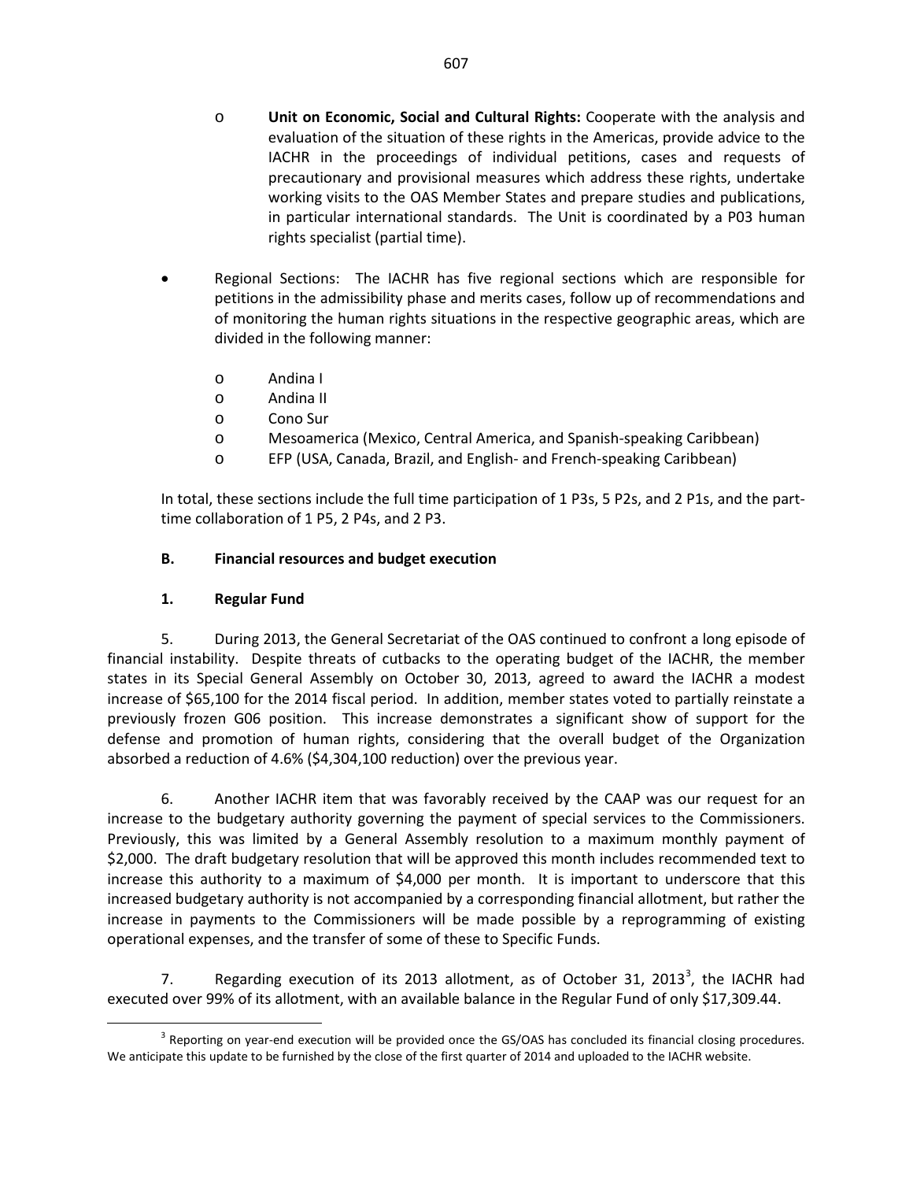- **Unit on Economic, Social and Cultural Rights:** Cooperate with the analysis and evaluation of the situation of these rights in the Americas, provide advice to the IACHR in the proceedings of individual petitions, cases and requests of precautionary and provisional measures which address these rights, undertake working visits to the OAS Member States and prepare studies and publications, in particular international standards. The Unit is coordinated by a P03 human rights specialist (partial time).

- Regional Sections: The IACHR has five regional sections which are responsible for petitions in the admissibility phase and merits cases, follow up of recommendations and of monitoring the human rights situations in the respective geographic areas, which are divided in the following manner:

  - Andina I
  - Andina II
  - Cono Sur
  - Mesoamerica (Mexico, Central America, and Spanish-speaking Caribbean)
  - EFP (USA, Canada, Brazil, and English- and French-speaking Caribbean)

In total, these sections include the full time participation of 1 P3s, 5 P2s, and 2 P1s, and the part-time collaboration of 1 P5, 2 P4s, and 2 P3.

## B. Financial resources and budget execution

### 1. Regular Fund

5. During 2013, the General Secretariat of the OAS continued to confront a long episode of financial instability. Despite threats of cutbacks to the operating budget of the IACHR, the member states in its Special General Assembly on October 30, 2013, agreed to award the IACHR a modest increase of $65,100 for the 2014 fiscal period. In addition, member states voted to partially reinstate a previously frozen G06 position. This increase demonstrates a significant show of support for the defense and promotion of human rights, considering that the overall budget of the Organization absorbed a reduction of 4.6% ($4,304,100 reduction) over the previous year.

6. Another IACHR item that was favorably received by the CAAP was our request for an increase to the budgetary authority governing the payment of special services to the Commissioners. Previously, this was limited by a General Assembly resolution to a maximum monthly payment of $2,000. The draft budgetary resolution that will be approved this month includes recommended text to increase this authority to a maximum of $4,000 per month. It is important to underscore that this increased budgetary authority is not accompanied by a corresponding financial allotment, but rather the increase in payments to the Commissioners will be made possible by a reprogramming of existing operational expenses, and the transfer of some of these to Specific Funds.

7. Regarding execution of its 2013 allotment, as of October 31, 2013[3], the IACHR had executed over 99% of its allotment, with an available balance in the Regular Fund of only $17,309.44.

[3] Reporting on year-end execution will be provided once the GS/OAS has concluded its financial closing procedures. We anticipate this update to be furnished by the close of the first quarter of 2014 and uploaded to the IACHR website.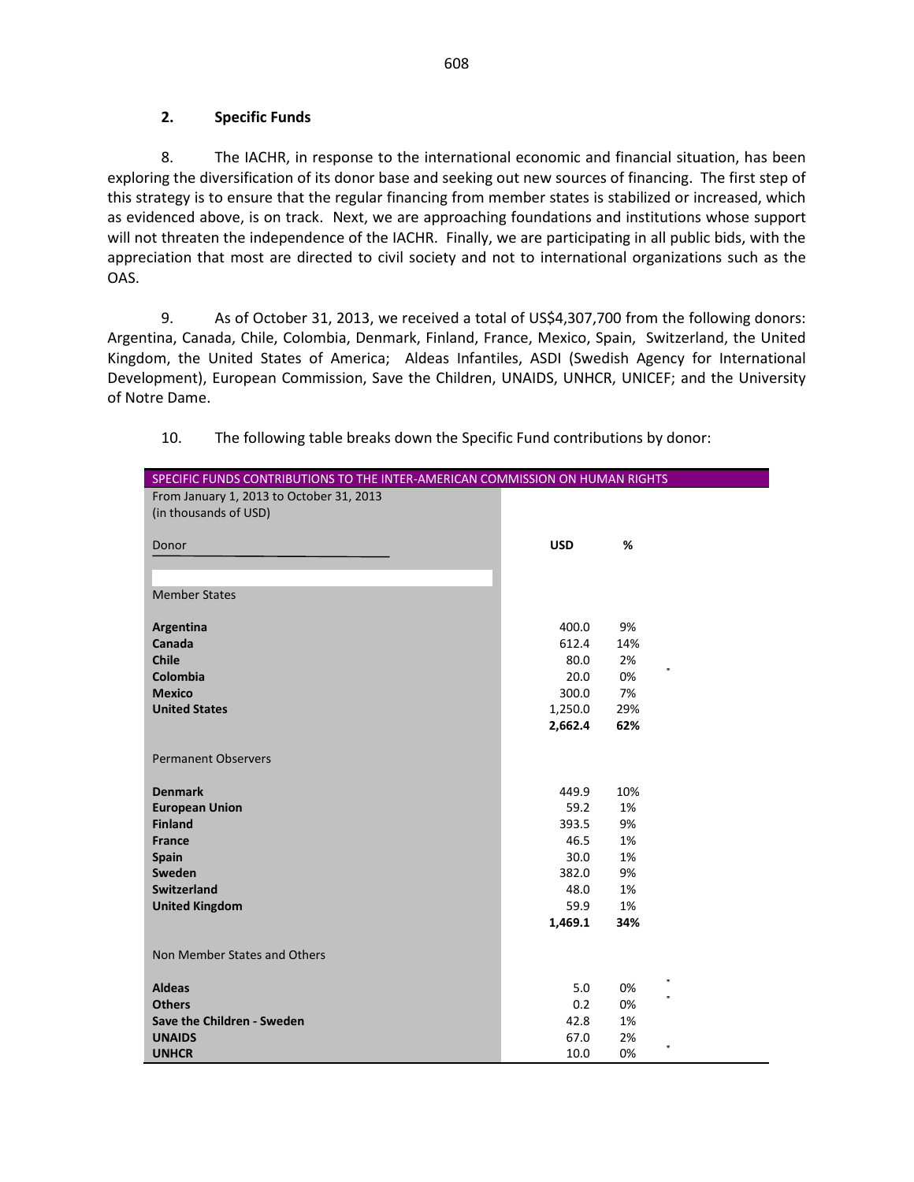### 2. Specific Funds

8. The IACHR, in response to the international economic and financial situation, has been exploring the diversification of its donor base and seeking out new sources of financing. The first step of this strategy is to ensure that the regular financing from member states is stabilized or increased, which as evidenced above, is on track. Next, we are approaching foundations and institutions whose support will not threaten the independence of the IACHR. Finally, we are participating in all public bids, with the appreciation that most are directed to civil society and not to international organizations such as the OAS.

9. As of October 31, 2013, we received a total of US$4,307,700 from the following donors: Argentina, Canada, Chile, Colombia, Denmark, Finland, France, Mexico, Spain, Switzerland, the United Kingdom, the United States of America; Aldeas Infantiles, ASDI (Swedish Agency for International Development), European Commission, Save the Children, UNAIDS, UNHCR, UNICEF; and the University of Notre Dame.

10. The following table breaks down the Specific Fund contributions by donor:

| SPECIFIC FUNDS CONTRIBUTIONS TO THE INTER-AMERICAN COMMISSION ON HUMAN RIGHTS | | |
|---|---|---|
| From January 1, 2013 to October 31, 2013<br>(in thousands of USD) | | |
| Donor | **USD** | **%** |
| Member States | | |
| **Argentina** | 400.0 | 9% |
| **Canada** | 612.4 | 14% |
| **Chile** | 80.0 | 2% |
| **Colombia** | 20.0 | 0% |
| **Mexico** | 300.0 | 7% |
| **United States** | 1,250.0 | 29% |
| | **2,662.4** | **62%** |
| Permanent Observers | | |
| **Denmark** | 449.9 | 10% |
| **European Union** | 59.2 | 1% |
| **Finland** | 393.5 | 9% |
| **France** | 46.5 | 1% |
| **Spain** | 30.0 | 1% |
| **Sweden** | 382.0 | 9% |
| **Switzerland** | 48.0 | 1% |
| **United Kingdom** | 59.9 | 1% |
| | **1,469.1** | **34%** |
| Non Member States and Others | | |
| **Aldeas** | 5.0 | 0% |
| **Others** | 0.2 | 0% |
| **Save the Children - Sweden** | 42.8 | 1% |
| **UNAIDS** | 67.0 | 2% |
| **UNHCR** | 10.0 | 0% |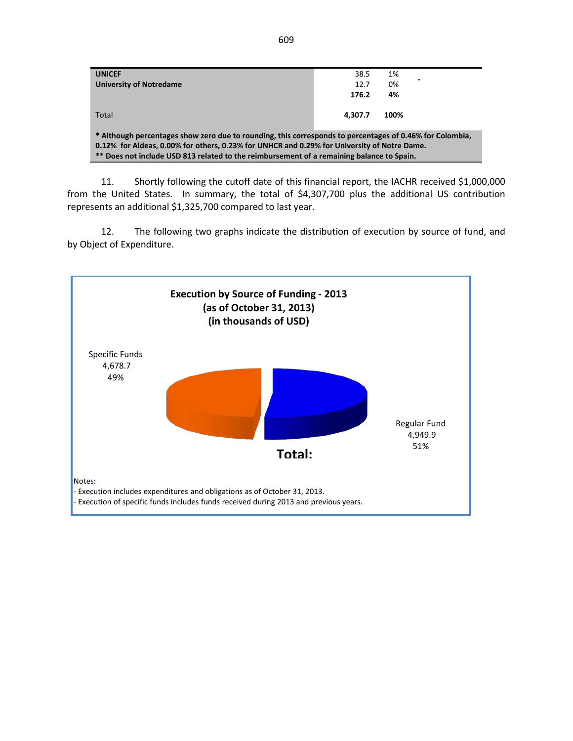| | | |
|---|---|---|
| **UNICEF** | 38.5 | 1% |
| **University of Notredame** | 12.7 | 0% |
| | **176.2** | **4%** |
| Total | **4,307.7** | **100%** |

**\* Although percentages show zero due to rounding, this corresponds to percentages of 0.46% for Colombia, 0.12% for Aldeas, 0.00% for others, 0.23% for UNHCR and 0.29% for University of Notre Dame.**
**\*\* Does not include USD 813 related to the reimbursement of a remaining balance to Spain.**

11. Shortly following the cutoff date of this financial report, the IACHR received $1,000,000 from the United States. In summary, the total of $4,307,700 plus the additional US contribution represents an additional $1,325,700 compared to last year.

12. The following two graphs indicate the distribution of execution by source of fund, and by Object of Expenditure.

**Execution by Source of Funding - 2013**
**(as of October 31, 2013)**
**(in thousands of USD)**

Specific Funds
4,678.7
49%

Regular Fund
4,949.9
51%

**Total:**

Notes:
- Execution includes expenditures and obligations as of October 31, 2013.
- Execution of specific funds includes funds received during 2013 and previous years.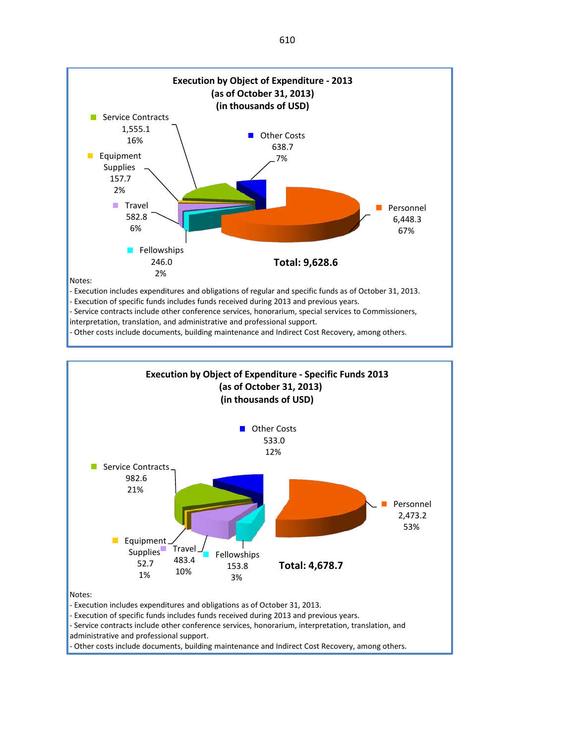## Execution by Object of Expenditure - 2013
## (as of October 31, 2013)
## (in thousands of USD)

| Object of Expenditure | Amount | % |
|---|---|---|
| Personnel | 6,448.3 | 67% |
| Service Contracts | 1,555.1 | 16% |
| Other Costs | 638.7 | 7% |
| Travel | 582.8 | 6% |
| Fellowships | 246.0 | 2% |
| Equipment Supplies | 157.7 | 2% |

**Total: 9,628.6**

Notes:
- Execution includes expenditures and obligations of regular and specific funds as of October 31, 2013.
- Execution of specific funds includes funds received during 2013 and previous years.
- Service contracts include other conference services, honorarium, special services to Commissioners, interpretation, translation, and administrative and professional support.
- Other costs include documents, building maintenance and Indirect Cost Recovery, among others.

## Execution by Object of Expenditure - Specific Funds 2013
## (as of October 31, 2013)
## (in thousands of USD)

| Object of Expenditure | Amount | % |
|---|---|---|
| Personnel | 2,473.2 | 53% |
| Service Contracts | 982.6 | 21% |
| Other Costs | 533.0 | 12% |
| Travel | 483.4 | 10% |
| Fellowships | 153.8 | 3% |
| Equipment Supplies | 52.7 | 1% |

**Total: 4,678.7**

Notes:
- Execution includes expenditures and obligations as of October 31, 2013.
- Execution of specific funds includes funds received during 2013 and previous years.
- Service contracts include other conference services, honorarium, interpretation, translation, and administrative and professional support.
- Other costs include documents, building maintenance and Indirect Cost Recovery, among others.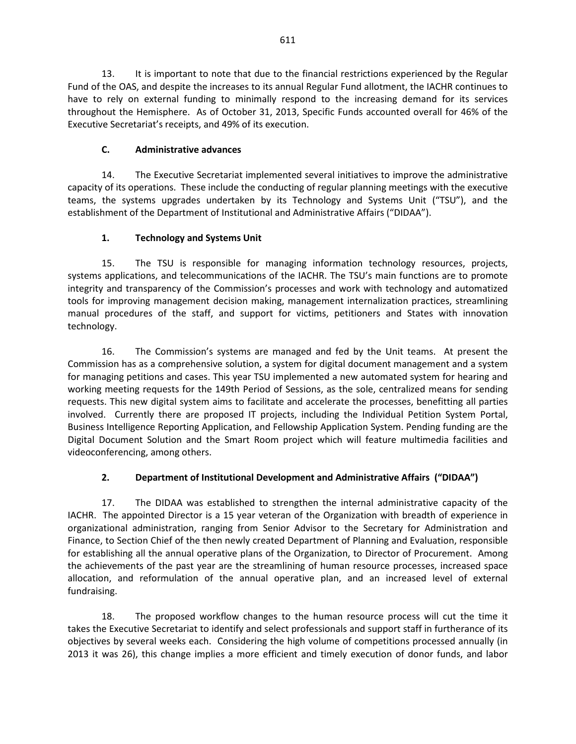13. It is important to note that due to the financial restrictions experienced by the Regular Fund of the OAS, and despite the increases to its annual Regular Fund allotment, the IACHR continues to have to rely on external funding to minimally respond to the increasing demand for its services throughout the Hemisphere. As of October 31, 2013, Specific Funds accounted overall for 46% of the Executive Secretariat's receipts, and 49% of its execution.

### C. Administrative advances

14. The Executive Secretariat implemented several initiatives to improve the administrative capacity of its operations. These include the conducting of regular planning meetings with the executive teams, the systems upgrades undertaken by its Technology and Systems Unit ("TSU"), and the establishment of the Department of Institutional and Administrative Affairs ("DIDAA").

#### 1. Technology and Systems Unit

15. The TSU is responsible for managing information technology resources, projects, systems applications, and telecommunications of the IACHR. The TSU's main functions are to promote integrity and transparency of the Commission's processes and work with technology and automatized tools for improving management decision making, management internalization practices, streamlining manual procedures of the staff, and support for victims, petitioners and States with innovation technology.

16. The Commission's systems are managed and fed by the Unit teams. At present the Commission has as a comprehensive solution, a system for digital document management and a system for managing petitions and cases. This year TSU implemented a new automated system for hearing and working meeting requests for the 149th Period of Sessions, as the sole, centralized means for sending requests. This new digital system aims to facilitate and accelerate the processes, benefitting all parties involved. Currently there are proposed IT projects, including the Individual Petition System Portal, Business Intelligence Reporting Application, and Fellowship Application System. Pending funding are the Digital Document Solution and the Smart Room project which will feature multimedia facilities and videoconferencing, among others.

#### 2. Department of Institutional Development and Administrative Affairs ("DIDAA")

17. The DIDAA was established to strengthen the internal administrative capacity of the IACHR. The appointed Director is a 15 year veteran of the Organization with breadth of experience in organizational administration, ranging from Senior Advisor to the Secretary for Administration and Finance, to Section Chief of the then newly created Department of Planning and Evaluation, responsible for establishing all the annual operative plans of the Organization, to Director of Procurement. Among the achievements of the past year are the streamlining of human resource processes, increased space allocation, and reformulation of the annual operative plan, and an increased level of external fundraising.

18. The proposed workflow changes to the human resource process will cut the time it takes the Executive Secretariat to identify and select professionals and support staff in furtherance of its objectives by several weeks each. Considering the high volume of competitions processed annually (in 2013 it was 26), this change implies a more efficient and timely execution of donor funds, and labor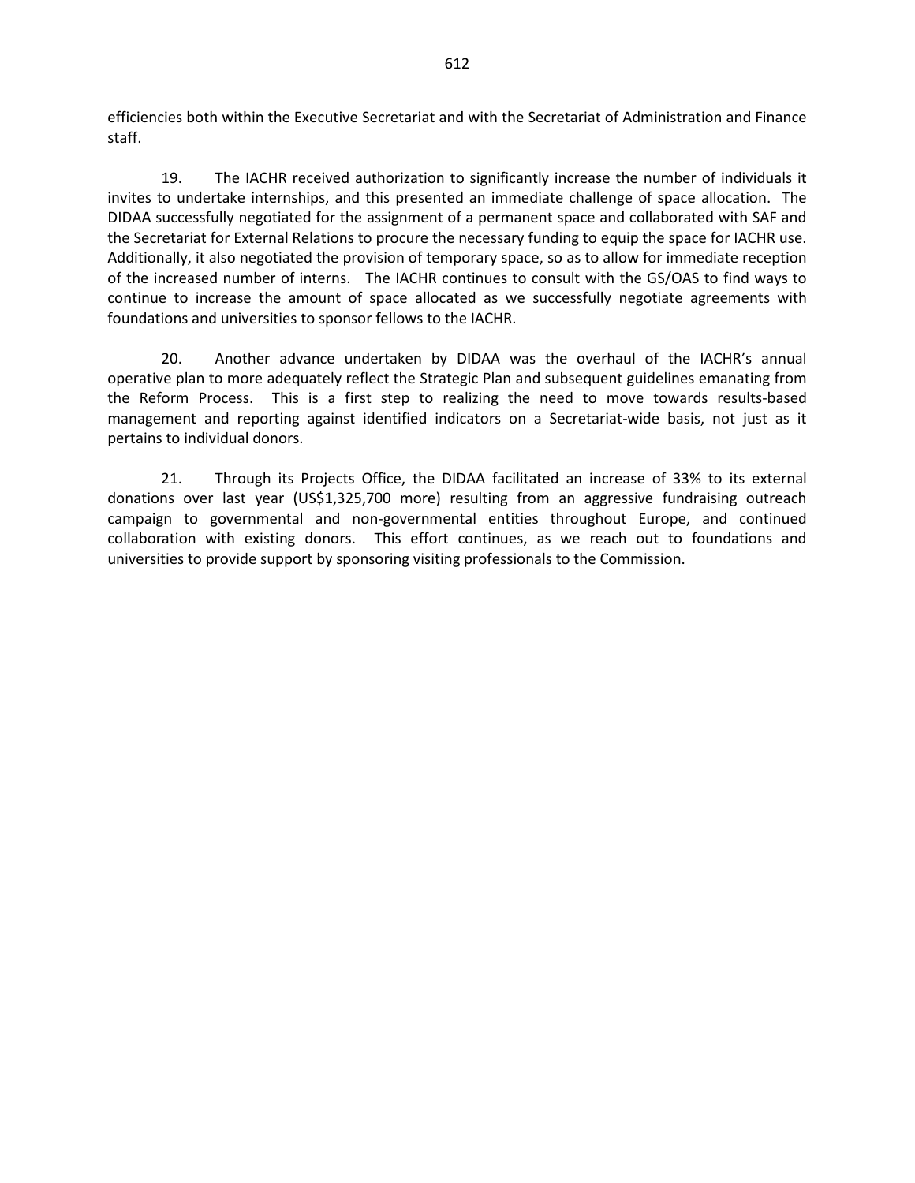efficiencies both within the Executive Secretariat and with the Secretariat of Administration and Finance staff.

19. The IACHR received authorization to significantly increase the number of individuals it invites to undertake internships, and this presented an immediate challenge of space allocation. The DIDAA successfully negotiated for the assignment of a permanent space and collaborated with SAF and the Secretariat for External Relations to procure the necessary funding to equip the space for IACHR use. Additionally, it also negotiated the provision of temporary space, so as to allow for immediate reception of the increased number of interns. The IACHR continues to consult with the GS/OAS to find ways to continue to increase the amount of space allocated as we successfully negotiate agreements with foundations and universities to sponsor fellows to the IACHR.

20. Another advance undertaken by DIDAA was the overhaul of the IACHR's annual operative plan to more adequately reflect the Strategic Plan and subsequent guidelines emanating from the Reform Process. This is a first step to realizing the need to move towards results-based management and reporting against identified indicators on a Secretariat-wide basis, not just as it pertains to individual donors.

21. Through its Projects Office, the DIDAA facilitated an increase of 33% to its external donations over last year (US$1,325,700 more) resulting from an aggressive fundraising outreach campaign to governmental and non-governmental entities throughout Europe, and continued collaboration with existing donors. This effort continues, as we reach out to foundations and universities to provide support by sponsoring visiting professionals to the Commission.